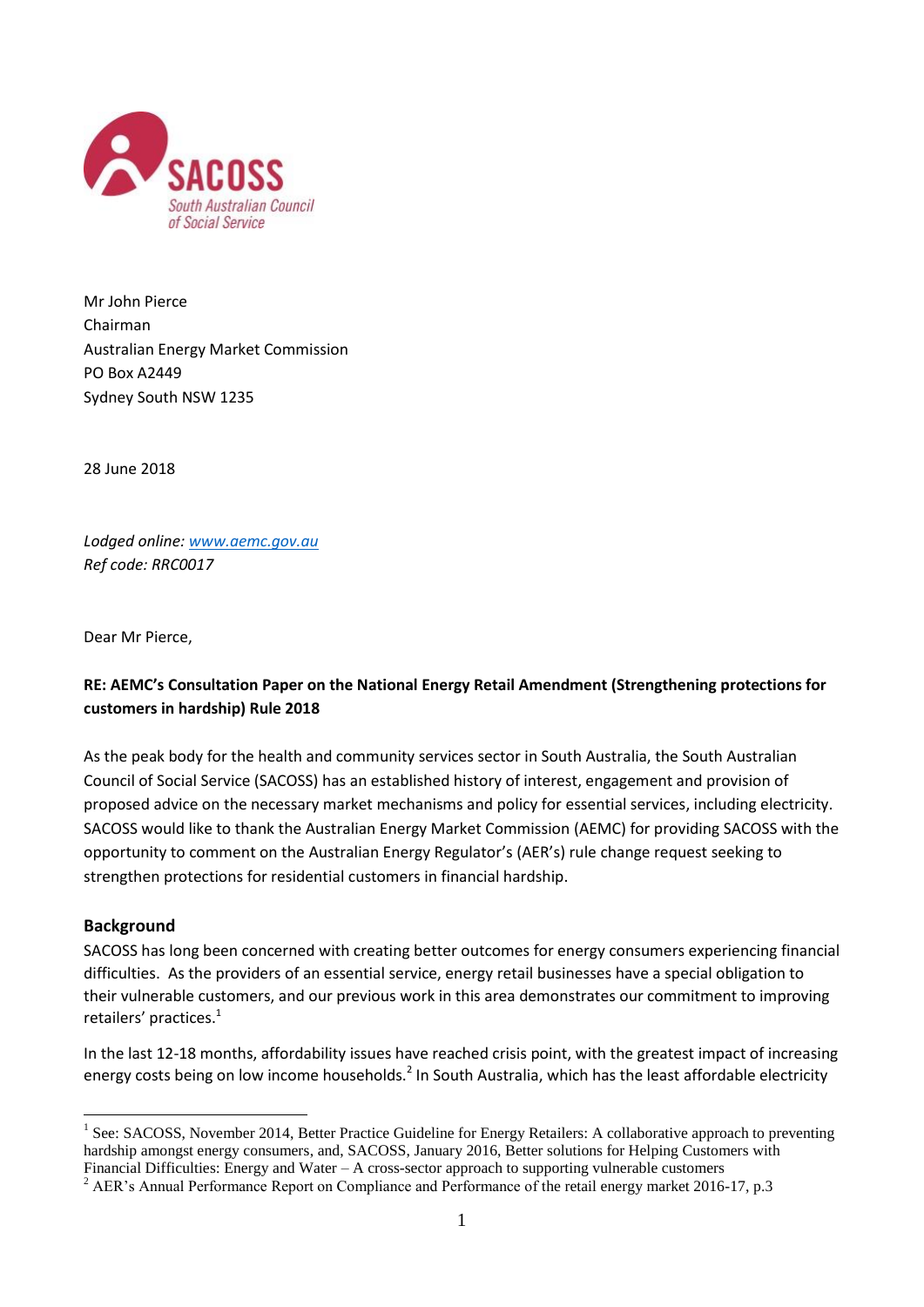Mr John Pierce
Chairman
Australian Energy Market Commission
PO Box A2449
Sydney South NSW 1235

28 June 2018

*Lodged online: [www.aemc.gov.au](http://www.aemc.gov.au)*
*Ref code: RRC0017*

Dear Mr Pierce,

**RE: AEMC's Consultation Paper on the National Energy Retail Amendment (Strengthening protections for customers in hardship) Rule 2018**

As the peak body for the health and community services sector in South Australia, the South Australian Council of Social Service (SACOSS) has an established history of interest, engagement and provision of proposed advice on the necessary market mechanisms and policy for essential services, including electricity. SACOSS would like to thank the Australian Energy Market Commission (AEMC) for providing SACOSS with the opportunity to comment on the Australian Energy Regulator's (AER's) rule change request seeking to strengthen protections for residential customers in financial hardship.

## Background

SACOSS has long been concerned with creating better outcomes for energy consumers experiencing financial difficulties. As the providers of an essential service, energy retail businesses have a special obligation to their vulnerable customers, and our previous work in this area demonstrates our commitment to improving retailers' practices.[1]

In the last 12-18 months, affordability issues have reached crisis point, with the greatest impact of increasing energy costs being on low income households.[2] In South Australia, which has the least affordable electricity

[1] See: SACOSS, November 2014, Better Practice Guideline for Energy Retailers: A collaborative approach to preventing hardship amongst energy consumers, and, SACOSS, January 2016, Better solutions for Helping Customers with Financial Difficulties: Energy and Water – A cross-sector approach to supporting vulnerable customers

[2] AER's Annual Performance Report on Compliance and Performance of the retail energy market 2016-17, p.3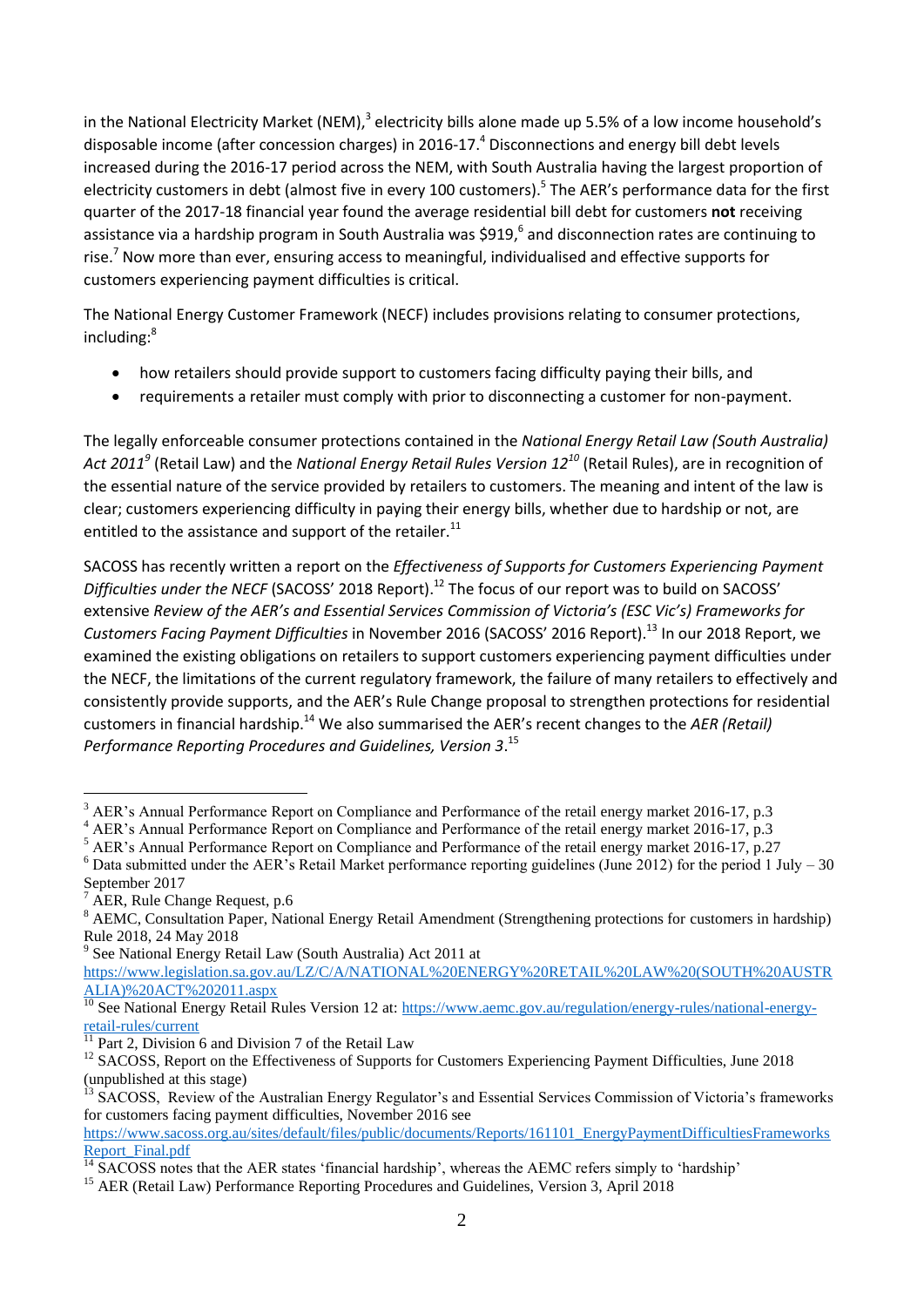in the National Electricity Market (NEM),[3] electricity bills alone made up 5.5% of a low income household's disposable income (after concession charges) in 2016-17.[4] Disconnections and energy bill debt levels increased during the 2016-17 period across the NEM, with South Australia having the largest proportion of electricity customers in debt (almost five in every 100 customers).[5] The AER's performance data for the first quarter of the 2017-18 financial year found the average residential bill debt for customers **not** receiving assistance via a hardship program in South Australia was $919,[6] and disconnection rates are continuing to rise.[7] Now more than ever, ensuring access to meaningful, individualised and effective supports for customers experiencing payment difficulties is critical.

The National Energy Customer Framework (NECF) includes provisions relating to consumer protections, including:[8]

- how retailers should provide support to customers facing difficulty paying their bills, and
- requirements a retailer must comply with prior to disconnecting a customer for non-payment.

The legally enforceable consumer protections contained in the *National Energy Retail Law (South Australia) Act 2011*[9] (Retail Law) and the *National Energy Retail Rules Version 12*[10] (Retail Rules), are in recognition of the essential nature of the service provided by retailers to customers. The meaning and intent of the law is clear; customers experiencing difficulty in paying their energy bills, whether due to hardship or not, are entitled to the assistance and support of the retailer.[11]

SACOSS has recently written a report on the *Effectiveness of Supports for Customers Experiencing Payment Difficulties under the NECF* (SACOSS' 2018 Report).[12] The focus of our report was to build on SACOSS' extensive *Review of the AER's and Essential Services Commission of Victoria's (ESC Vic's) Frameworks for Customers Facing Payment Difficulties* in November 2016 (SACOSS' 2016 Report).[13] In our 2018 Report, we examined the existing obligations on retailers to support customers experiencing payment difficulties under the NECF, the limitations of the current regulatory framework, the failure of many retailers to effectively and consistently provide supports, and the AER's Rule Change proposal to strengthen protections for residential customers in financial hardship.[14] We also summarised the AER's recent changes to the *AER (Retail) Performance Reporting Procedures and Guidelines, Version 3*.[15]

---

[3] AER's Annual Performance Report on Compliance and Performance of the retail energy market 2016-17, p.3

[4] AER's Annual Performance Report on Compliance and Performance of the retail energy market 2016-17, p.3

[5] AER's Annual Performance Report on Compliance and Performance of the retail energy market 2016-17, p.27

[6] Data submitted under the AER's Retail Market performance reporting guidelines (June 2012) for the period 1 July – 30 September 2017

[7] AER, Rule Change Request, p.6

[8] AEMC, Consultation Paper, National Energy Retail Amendment (Strengthening protections for customers in hardship) Rule 2018, 24 May 2018

[9] See National Energy Retail Law (South Australia) Act 2011 at https://www.legislation.sa.gov.au/LZ/C/A/NATIONAL%20ENERGY%20RETAIL%20LAW%20(SOUTH%20AUSTRALIA)%20ACT%202011.aspx

[10] See National Energy Retail Rules Version 12 at: https://www.aemc.gov.au/regulation/energy-rules/national-energy-retail-rules/current

[11] Part 2, Division 6 and Division 7 of the Retail Law

[12] SACOSS, Report on the Effectiveness of Supports for Customers Experiencing Payment Difficulties, June 2018 (unpublished at this stage)

[13] SACOSS, Review of the Australian Energy Regulator's and Essential Services Commission of Victoria's frameworks for customers facing payment difficulties, November 2016 see https://www.sacoss.org.au/sites/default/files/public/documents/Reports/161101_EnergyPaymentDifficultiesFrameworksReport_Final.pdf

[14] SACOSS notes that the AER states 'financial hardship', whereas the AEMC refers simply to 'hardship'

[15] AER (Retail Law) Performance Reporting Procedures and Guidelines, Version 3, April 2018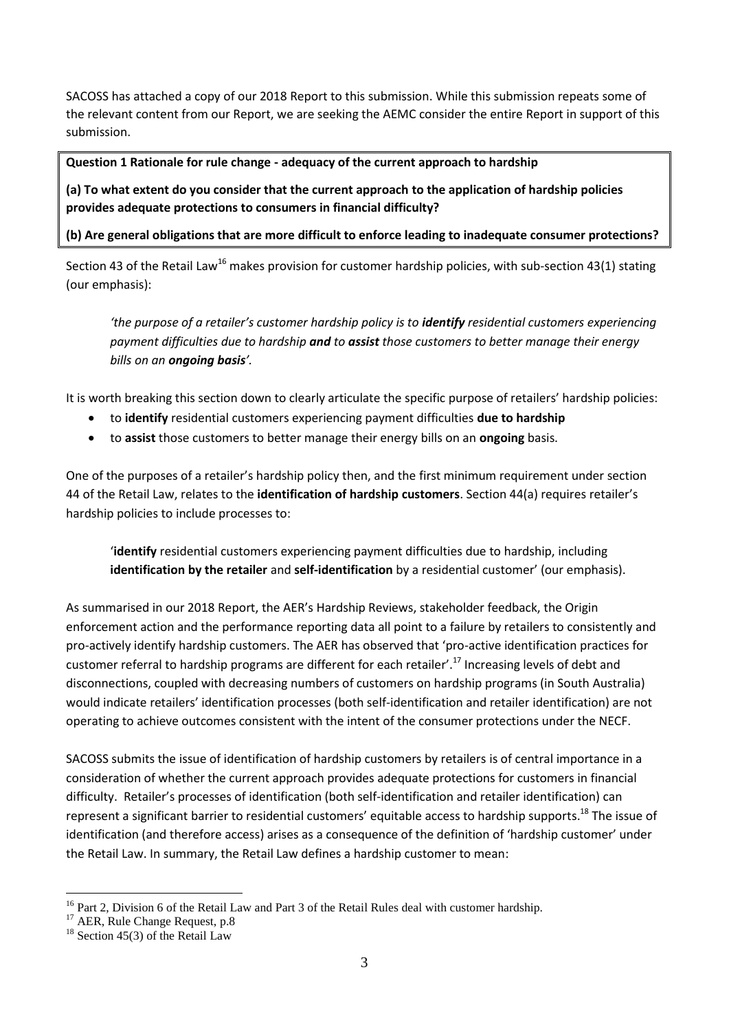SACOSS has attached a copy of our 2018 Report to this submission. While this submission repeats some of the relevant content from our Report, we are seeking the AEMC consider the entire Report in support of this submission.

**Question 1 Rationale for rule change - adequacy of the current approach to hardship**

**(a) To what extent do you consider that the current approach to the application of hardship policies provides adequate protections to consumers in financial difficulty?**

**(b) Are general obligations that are more difficult to enforce leading to inadequate consumer protections?**

Section 43 of the Retail Law[16] makes provision for customer hardship policies, with sub-section 43(1) stating (our emphasis):

> *'the purpose of a retailer's customer hardship policy is to **identify** residential customers experiencing payment difficulties due to hardship **and** to **assist** those customers to better manage their energy bills on an **ongoing basis**'.*

It is worth breaking this section down to clearly articulate the specific purpose of retailers' hardship policies:

- to **identify** residential customers experiencing payment difficulties **due to hardship**
- to **assist** those customers to better manage their energy bills on an **ongoing** basis.

One of the purposes of a retailer's hardship policy then, and the first minimum requirement under section 44 of the Retail Law, relates to the **identification of hardship customers**. Section 44(a) requires retailer's hardship policies to include processes to:

> '**identify** residential customers experiencing payment difficulties due to hardship, including **identification by the retailer** and **self-identification** by a residential customer' (our emphasis).

As summarised in our 2018 Report, the AER's Hardship Reviews, stakeholder feedback, the Origin enforcement action and the performance reporting data all point to a failure by retailers to consistently and pro-actively identify hardship customers. The AER has observed that 'pro-active identification practices for customer referral to hardship programs are different for each retailer'.[17] Increasing levels of debt and disconnections, coupled with decreasing numbers of customers on hardship programs (in South Australia) would indicate retailers' identification processes (both self-identification and retailer identification) are not operating to achieve outcomes consistent with the intent of the consumer protections under the NECF.

SACOSS submits the issue of identification of hardship customers by retailers is of central importance in a consideration of whether the current approach provides adequate protections for customers in financial difficulty. Retailer's processes of identification (both self-identification and retailer identification) can represent a significant barrier to residential customers' equitable access to hardship supports.[18] The issue of identification (and therefore access) arises as a consequence of the definition of 'hardship customer' under the Retail Law. In summary, the Retail Law defines a hardship customer to mean:

---

[16] Part 2, Division 6 of the Retail Law and Part 3 of the Retail Rules deal with customer hardship.

[17] AER, Rule Change Request, p.8

[18] Section 45(3) of the Retail Law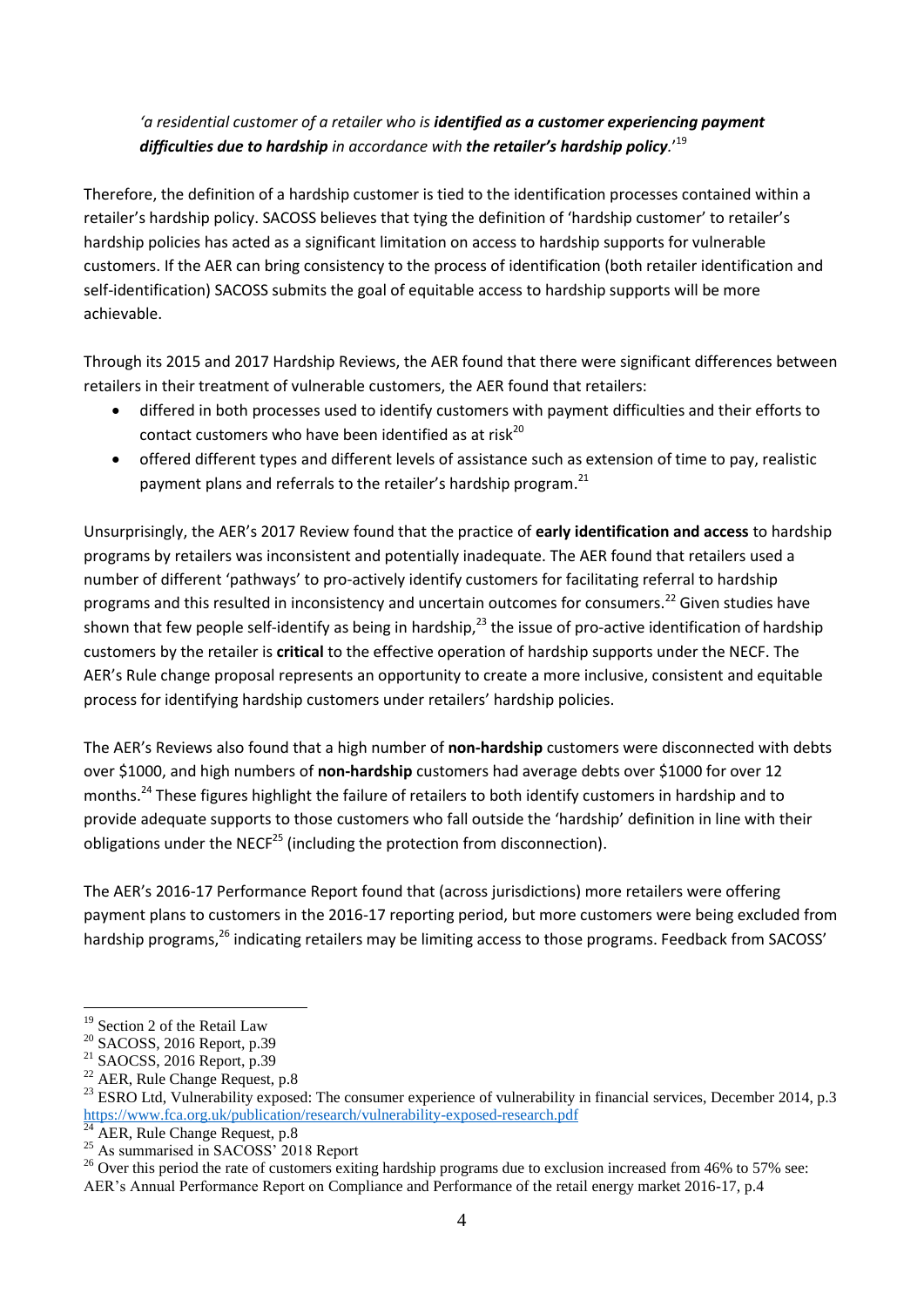*'a residential customer of a retailer who is **identified as a customer experiencing payment difficulties due to hardship** in accordance with **the retailer's hardship policy**.'*[19]

Therefore, the definition of a hardship customer is tied to the identification processes contained within a retailer's hardship policy. SACOSS believes that tying the definition of 'hardship customer' to retailer's hardship policies has acted as a significant limitation on access to hardship supports for vulnerable customers. If the AER can bring consistency to the process of identification (both retailer identification and self-identification) SACOSS submits the goal of equitable access to hardship supports will be more achievable.

Through its 2015 and 2017 Hardship Reviews, the AER found that there were significant differences between retailers in their treatment of vulnerable customers, the AER found that retailers:

- differed in both processes used to identify customers with payment difficulties and their efforts to contact customers who have been identified as at risk[20]
- offered different types and different levels of assistance such as extension of time to pay, realistic payment plans and referrals to the retailer's hardship program.[21]

Unsurprisingly, the AER's 2017 Review found that the practice of **early identification and access** to hardship programs by retailers was inconsistent and potentially inadequate. The AER found that retailers used a number of different 'pathways' to pro-actively identify customers for facilitating referral to hardship programs and this resulted in inconsistency and uncertain outcomes for consumers.[22] Given studies have shown that few people self-identify as being in hardship,[23] the issue of pro-active identification of hardship customers by the retailer is **critical** to the effective operation of hardship supports under the NECF. The AER's Rule change proposal represents an opportunity to create a more inclusive, consistent and equitable process for identifying hardship customers under retailers' hardship policies.

The AER's Reviews also found that a high number of **non-hardship** customers were disconnected with debts over $1000, and high numbers of **non-hardship** customers had average debts over $1000 for over 12 months.[24] These figures highlight the failure of retailers to both identify customers in hardship and to provide adequate supports to those customers who fall outside the 'hardship' definition in line with their obligations under the NECF[25] (including the protection from disconnection).

The AER's 2016-17 Performance Report found that (across jurisdictions) more retailers were offering payment plans to customers in the 2016-17 reporting period, but more customers were being excluded from hardship programs,[26] indicating retailers may be limiting access to those programs. Feedback from SACOSS'

---

[19] Section 2 of the Retail Law

[20] SACOSS, 2016 Report, p.39

[21] SAOCSS, 2016 Report, p.39

[22] AER, Rule Change Request, p.8

[23] ESRO Ltd, Vulnerability exposed: The consumer experience of vulnerability in financial services, December 2014, p.3 https://www.fca.org.uk/publication/research/vulnerability-exposed-research.pdf

[24] AER, Rule Change Request, p.8

[25] As summarised in SACOSS' 2018 Report

[26] Over this period the rate of customers exiting hardship programs due to exclusion increased from 46% to 57% see: AER's Annual Performance Report on Compliance and Performance of the retail energy market 2016-17, p.4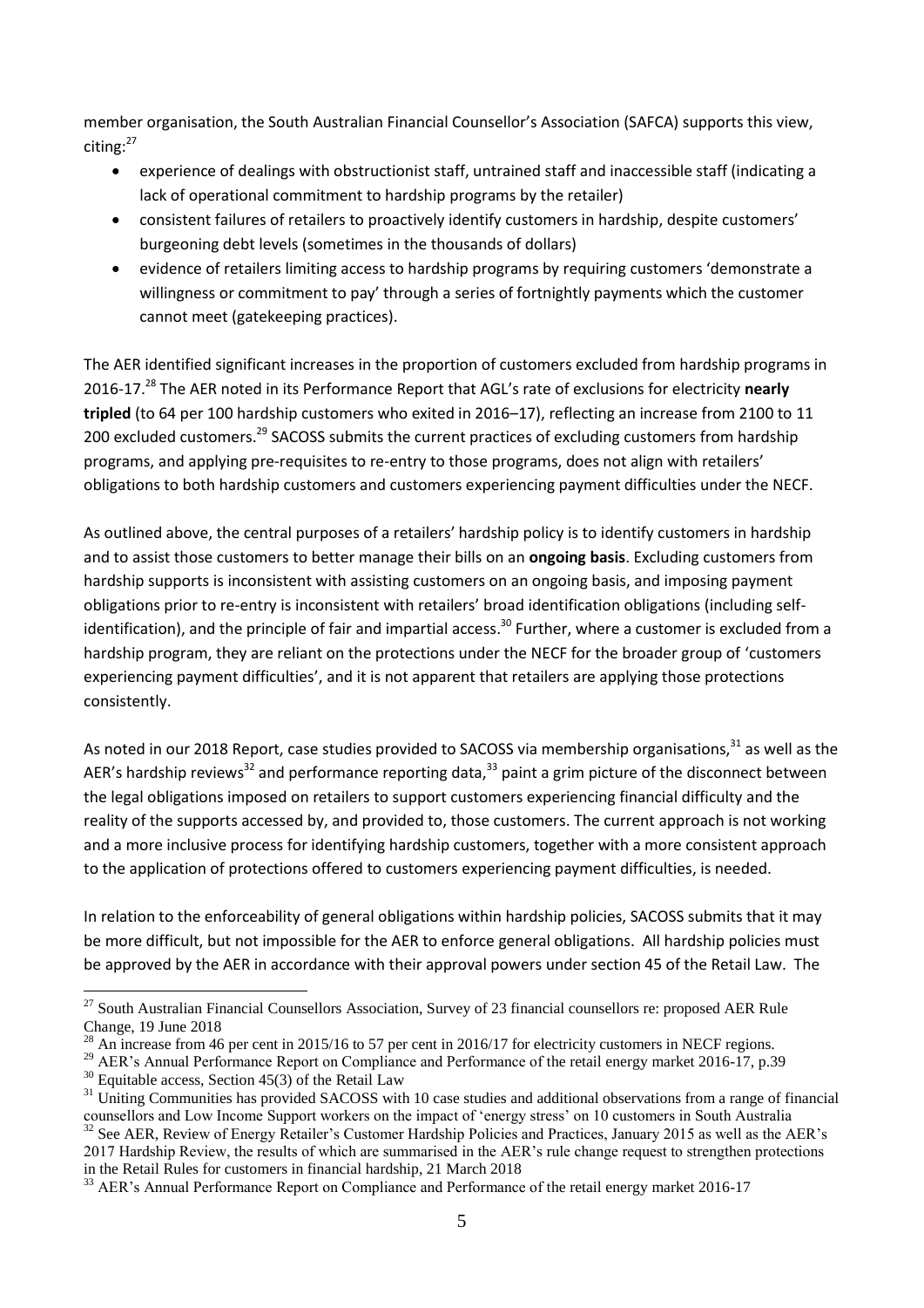member organisation, the South Australian Financial Counsellor's Association (SAFCA) supports this view, citing:[27]

- experience of dealings with obstructionist staff, untrained staff and inaccessible staff (indicating a lack of operational commitment to hardship programs by the retailer)
- consistent failures of retailers to proactively identify customers in hardship, despite customers' burgeoning debt levels (sometimes in the thousands of dollars)
- evidence of retailers limiting access to hardship programs by requiring customers 'demonstrate a willingness or commitment to pay' through a series of fortnightly payments which the customer cannot meet (gatekeeping practices).

The AER identified significant increases in the proportion of customers excluded from hardship programs in 2016-17.[28] The AER noted in its Performance Report that AGL's rate of exclusions for electricity **nearly tripled** (to 64 per 100 hardship customers who exited in 2016–17), reflecting an increase from 2100 to 11 200 excluded customers.[29] SACOSS submits the current practices of excluding customers from hardship programs, and applying pre-requisites to re-entry to those programs, does not align with retailers' obligations to both hardship customers and customers experiencing payment difficulties under the NECF.

As outlined above, the central purposes of a retailers' hardship policy is to identify customers in hardship and to assist those customers to better manage their bills on an **ongoing basis**. Excluding customers from hardship supports is inconsistent with assisting customers on an ongoing basis, and imposing payment obligations prior to re-entry is inconsistent with retailers' broad identification obligations (including self-identification), and the principle of fair and impartial access.[30] Further, where a customer is excluded from a hardship program, they are reliant on the protections under the NECF for the broader group of 'customers experiencing payment difficulties', and it is not apparent that retailers are applying those protections consistently.

As noted in our 2018 Report, case studies provided to SACOSS via membership organisations,[31] as well as the AER's hardship reviews[32] and performance reporting data,[33] paint a grim picture of the disconnect between the legal obligations imposed on retailers to support customers experiencing financial difficulty and the reality of the supports accessed by, and provided to, those customers. The current approach is not working and a more inclusive process for identifying hardship customers, together with a more consistent approach to the application of protections offered to customers experiencing payment difficulties, is needed.

In relation to the enforceability of general obligations within hardship policies, SACOSS submits that it may be more difficult, but not impossible for the AER to enforce general obligations. All hardship policies must be approved by the AER in accordance with their approval powers under section 45 of the Retail Law. The

---

[27] South Australian Financial Counsellors Association, Survey of 23 financial counsellors re: proposed AER Rule Change, 19 June 2018

[28] An increase from 46 per cent in 2015/16 to 57 per cent in 2016/17 for electricity customers in NECF regions.

[29] AER's Annual Performance Report on Compliance and Performance of the retail energy market 2016-17, p.39

[30] Equitable access, Section 45(3) of the Retail Law

[31] Uniting Communities has provided SACOSS with 10 case studies and additional observations from a range of financial counsellors and Low Income Support workers on the impact of 'energy stress' on 10 customers in South Australia

[32] See AER, Review of Energy Retailer's Customer Hardship Policies and Practices, January 2015 as well as the AER's 2017 Hardship Review, the results of which are summarised in the AER's rule change request to strengthen protections in the Retail Rules for customers in financial hardship, 21 March 2018

[33] AER's Annual Performance Report on Compliance and Performance of the retail energy market 2016-17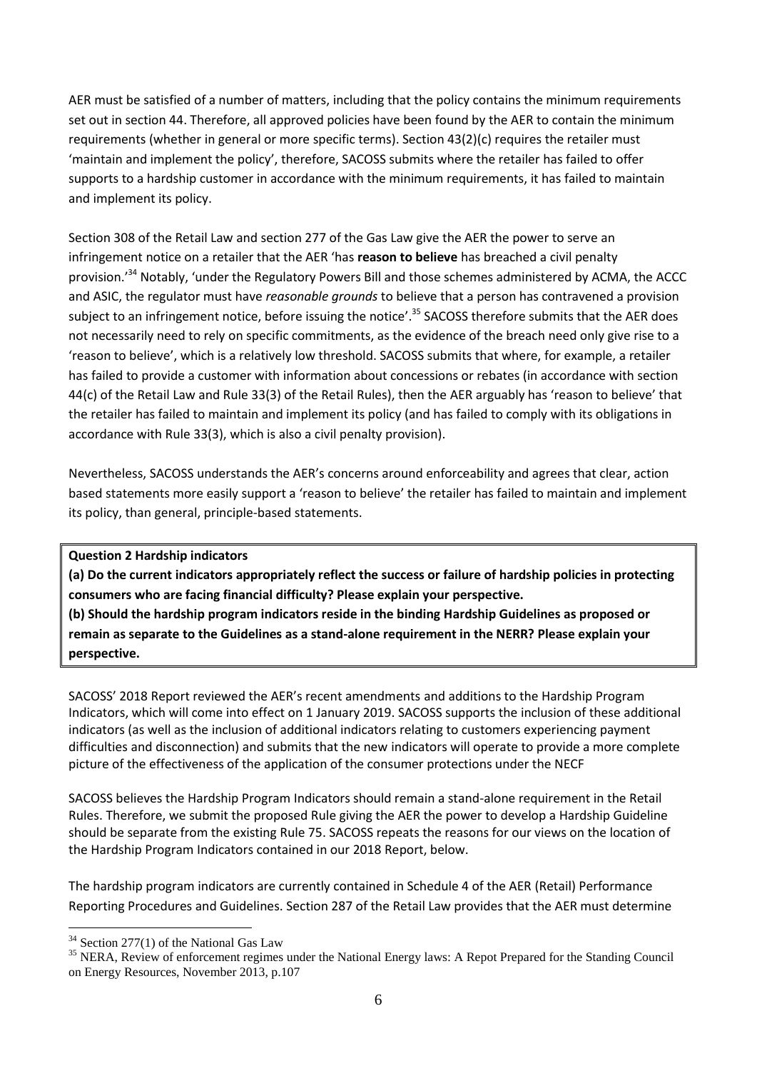AER must be satisfied of a number of matters, including that the policy contains the minimum requirements set out in section 44. Therefore, all approved policies have been found by the AER to contain the minimum requirements (whether in general or more specific terms). Section 43(2)(c) requires the retailer must 'maintain and implement the policy', therefore, SACOSS submits where the retailer has failed to offer supports to a hardship customer in accordance with the minimum requirements, it has failed to maintain and implement its policy.

Section 308 of the Retail Law and section 277 of the Gas Law give the AER the power to serve an infringement notice on a retailer that the AER 'has **reason to believe** has breached a civil penalty provision.'[34] Notably, 'under the Regulatory Powers Bill and those schemes administered by ACMA, the ACCC and ASIC, the regulator must have *reasonable grounds* to believe that a person has contravened a provision subject to an infringement notice, before issuing the notice'.[35] SACOSS therefore submits that the AER does not necessarily need to rely on specific commitments, as the evidence of the breach need only give rise to a 'reason to believe', which is a relatively low threshold. SACOSS submits that where, for example, a retailer has failed to provide a customer with information about concessions or rebates (in accordance with section 44(c) of the Retail Law and Rule 33(3) of the Retail Rules), then the AER arguably has 'reason to believe' that the retailer has failed to maintain and implement its policy (and has failed to comply with its obligations in accordance with Rule 33(3), which is also a civil penalty provision).

Nevertheless, SACOSS understands the AER's concerns around enforceability and agrees that clear, action based statements more easily support a 'reason to believe' the retailer has failed to maintain and implement its policy, than general, principle-based statements.

> **Question 2 Hardship indicators**
>
> **(a) Do the current indicators appropriately reflect the success or failure of hardship policies in protecting consumers who are facing financial difficulty? Please explain your perspective.**
>
> **(b) Should the hardship program indicators reside in the binding Hardship Guidelines as proposed or remain as separate to the Guidelines as a stand-alone requirement in the NERR? Please explain your perspective.**

SACOSS' 2018 Report reviewed the AER's recent amendments and additions to the Hardship Program Indicators, which will come into effect on 1 January 2019. SACOSS supports the inclusion of these additional indicators (as well as the inclusion of additional indicators relating to customers experiencing payment difficulties and disconnection) and submits that the new indicators will operate to provide a more complete picture of the effectiveness of the application of the consumer protections under the NECF

SACOSS believes the Hardship Program Indicators should remain a stand-alone requirement in the Retail Rules. Therefore, we submit the proposed Rule giving the AER the power to develop a Hardship Guideline should be separate from the existing Rule 75. SACOSS repeats the reasons for our views on the location of the Hardship Program Indicators contained in our 2018 Report, below.

The hardship program indicators are currently contained in Schedule 4 of the AER (Retail) Performance Reporting Procedures and Guidelines. Section 287 of the Retail Law provides that the AER must determine

---

[34] Section 277(1) of the National Gas Law

[35] NERA, Review of enforcement regimes under the National Energy laws: A Repot Prepared for the Standing Council on Energy Resources, November 2013, p.107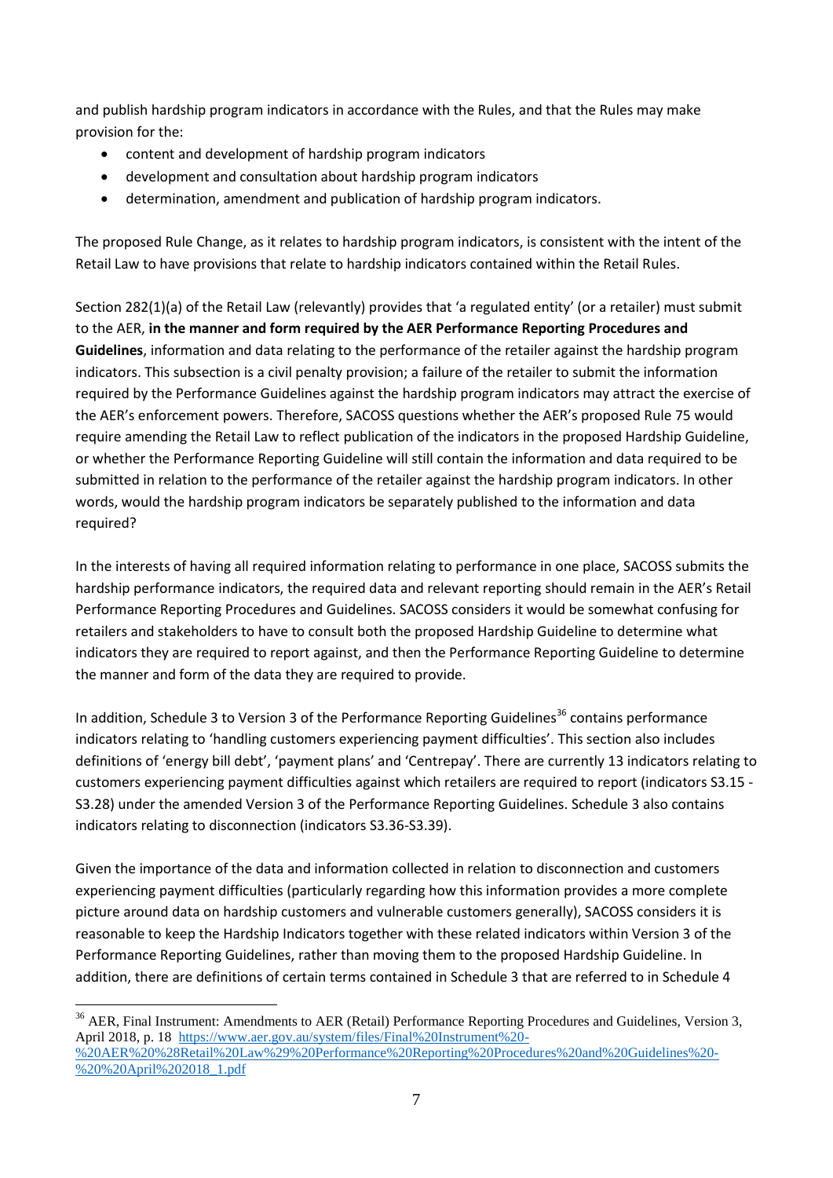and publish hardship program indicators in accordance with the Rules, and that the Rules may make provision for the:

- content and development of hardship program indicators
- development and consultation about hardship program indicators
- determination, amendment and publication of hardship program indicators.

The proposed Rule Change, as it relates to hardship program indicators, is consistent with the intent of the Retail Law to have provisions that relate to hardship indicators contained within the Retail Rules.

Section 282(1)(a) of the Retail Law (relevantly) provides that 'a regulated entity' (or a retailer) must submit to the AER, **in the manner and form required by the AER Performance Reporting Procedures and Guidelines**, information and data relating to the performance of the retailer against the hardship program indicators. This subsection is a civil penalty provision; a failure of the retailer to submit the information required by the Performance Guidelines against the hardship program indicators may attract the exercise of the AER's enforcement powers. Therefore, SACOSS questions whether the AER's proposed Rule 75 would require amending the Retail Law to reflect publication of the indicators in the proposed Hardship Guideline, or whether the Performance Reporting Guideline will still contain the information and data required to be submitted in relation to the performance of the retailer against the hardship program indicators. In other words, would the hardship program indicators be separately published to the information and data required?

In the interests of having all required information relating to performance in one place, SACOSS submits the hardship performance indicators, the required data and relevant reporting should remain in the AER's Retail Performance Reporting Procedures and Guidelines. SACOSS considers it would be somewhat confusing for retailers and stakeholders to have to consult both the proposed Hardship Guideline to determine what indicators they are required to report against, and then the Performance Reporting Guideline to determine the manner and form of the data they are required to provide.

In addition, Schedule 3 to Version 3 of the Performance Reporting Guidelines[36] contains performance indicators relating to 'handling customers experiencing payment difficulties'. This section also includes definitions of 'energy bill debt', 'payment plans' and 'Centrepay'. There are currently 13 indicators relating to customers experiencing payment difficulties against which retailers are required to report (indicators S3.15 - S3.28) under the amended Version 3 of the Performance Reporting Guidelines. Schedule 3 also contains indicators relating to disconnection (indicators S3.36-S3.39).

Given the importance of the data and information collected in relation to disconnection and customers experiencing payment difficulties (particularly regarding how this information provides a more complete picture around data on hardship customers and vulnerable customers generally), SACOSS considers it is reasonable to keep the Hardship Indicators together with these related indicators within Version 3 of the Performance Reporting Guidelines, rather than moving them to the proposed Hardship Guideline. In addition, there are definitions of certain terms contained in Schedule 3 that are referred to in Schedule 4

---

[36] AER, Final Instrument: Amendments to AER (Retail) Performance Reporting Procedures and Guidelines, Version 3, April 2018, p. 18 https://www.aer.gov.au/system/files/Final%20Instrument%20-%20AER%20%28Retail%20Law%29%20Performance%20Reporting%20Procedures%20and%20Guidelines%20-%20%20April%202018_1.pdf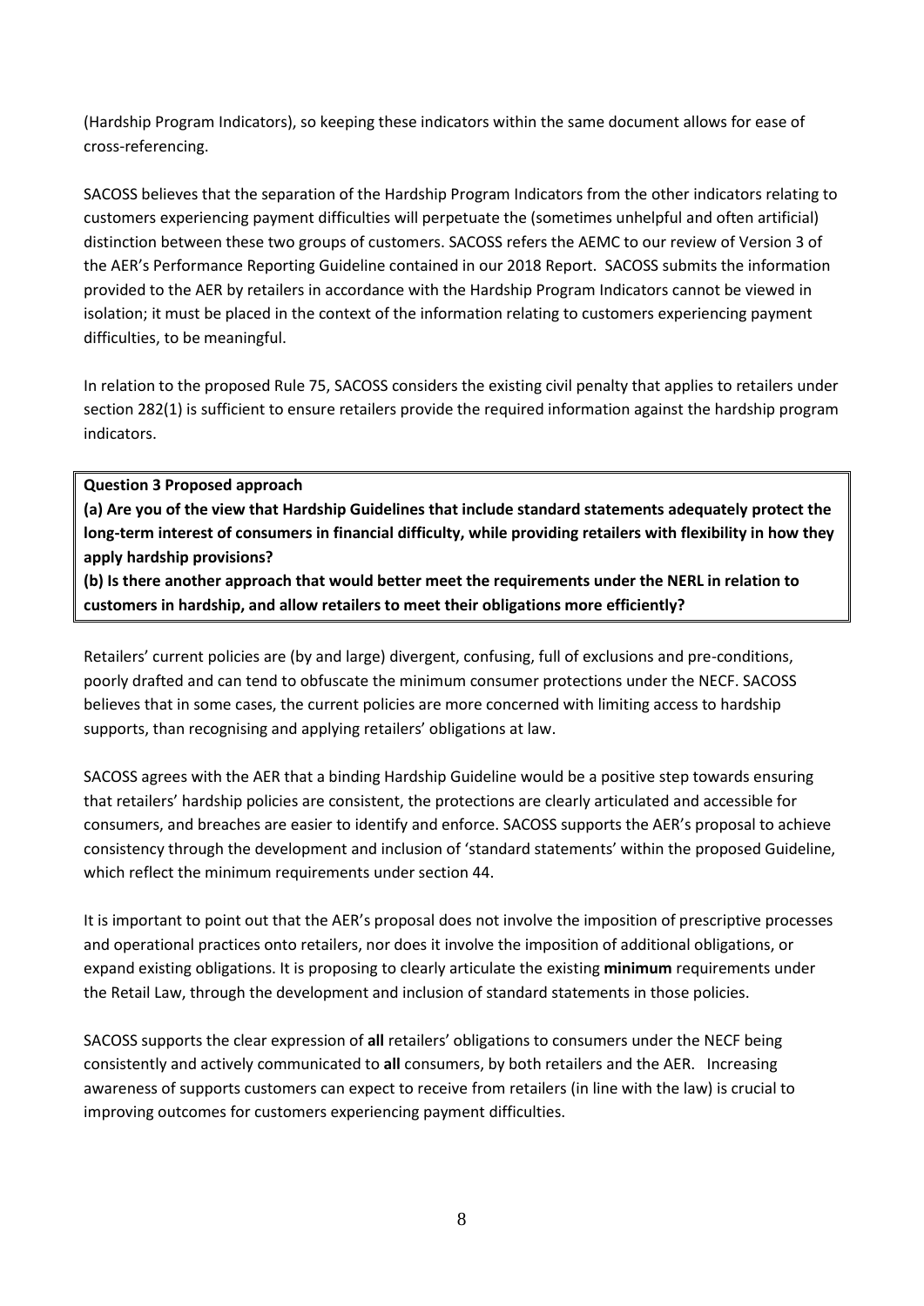(Hardship Program Indicators), so keeping these indicators within the same document allows for ease of cross-referencing.

SACOSS believes that the separation of the Hardship Program Indicators from the other indicators relating to customers experiencing payment difficulties will perpetuate the (sometimes unhelpful and often artificial) distinction between these two groups of customers. SACOSS refers the AEMC to our review of Version 3 of the AER's Performance Reporting Guideline contained in our 2018 Report. SACOSS submits the information provided to the AER by retailers in accordance with the Hardship Program Indicators cannot be viewed in isolation; it must be placed in the context of the information relating to customers experiencing payment difficulties, to be meaningful.

In relation to the proposed Rule 75, SACOSS considers the existing civil penalty that applies to retailers under section 282(1) is sufficient to ensure retailers provide the required information against the hardship program indicators.

**Question 3 Proposed approach**

**(a) Are you of the view that Hardship Guidelines that include standard statements adequately protect the long-term interest of consumers in financial difficulty, while providing retailers with flexibility in how they apply hardship provisions?**

**(b) Is there another approach that would better meet the requirements under the NERL in relation to customers in hardship, and allow retailers to meet their obligations more efficiently?**

Retailers' current policies are (by and large) divergent, confusing, full of exclusions and pre-conditions, poorly drafted and can tend to obfuscate the minimum consumer protections under the NECF. SACOSS believes that in some cases, the current policies are more concerned with limiting access to hardship supports, than recognising and applying retailers' obligations at law.

SACOSS agrees with the AER that a binding Hardship Guideline would be a positive step towards ensuring that retailers' hardship policies are consistent, the protections are clearly articulated and accessible for consumers, and breaches are easier to identify and enforce. SACOSS supports the AER's proposal to achieve consistency through the development and inclusion of 'standard statements' within the proposed Guideline, which reflect the minimum requirements under section 44.

It is important to point out that the AER's proposal does not involve the imposition of prescriptive processes and operational practices onto retailers, nor does it involve the imposition of additional obligations, or expand existing obligations. It is proposing to clearly articulate the existing **minimum** requirements under the Retail Law, through the development and inclusion of standard statements in those policies.

SACOSS supports the clear expression of **all** retailers' obligations to consumers under the NECF being consistently and actively communicated to **all** consumers, by both retailers and the AER. Increasing awareness of supports customers can expect to receive from retailers (in line with the law) is crucial to improving outcomes for customers experiencing payment difficulties.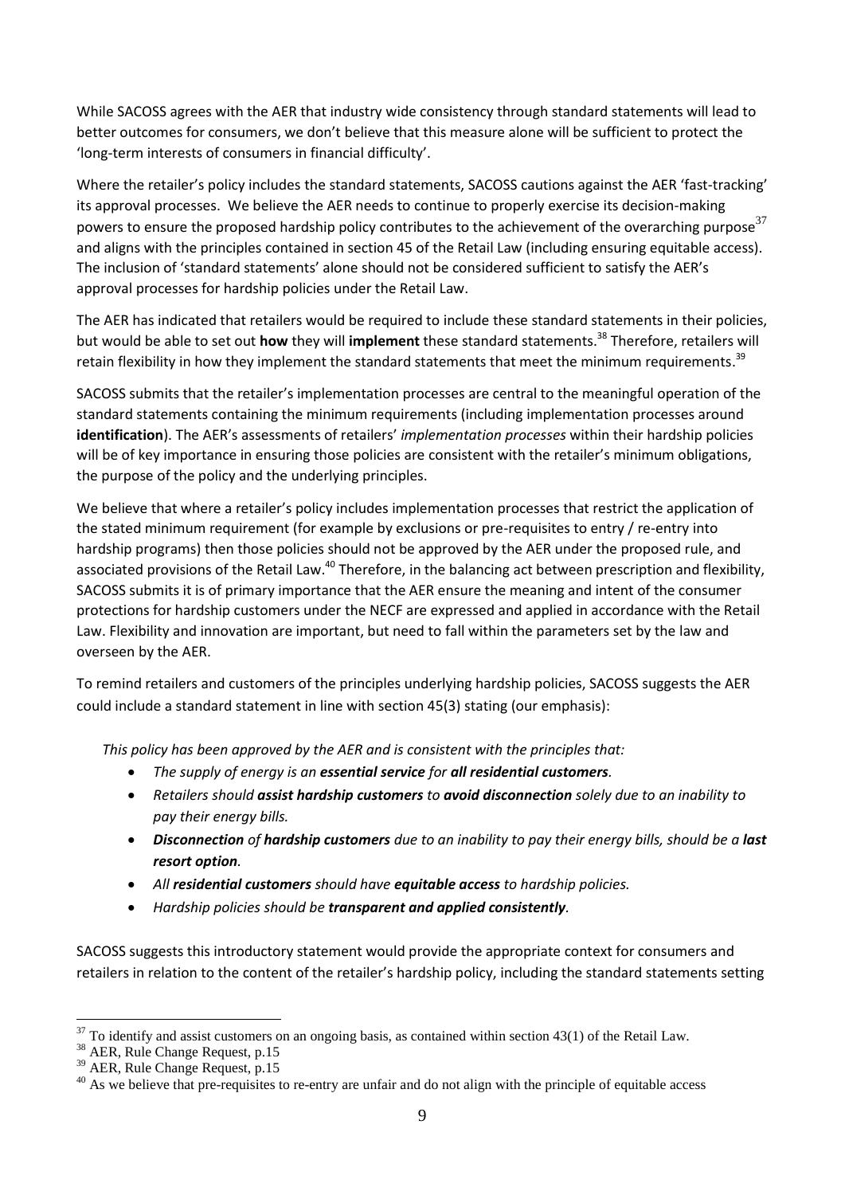While SACOSS agrees with the AER that industry wide consistency through standard statements will lead to better outcomes for consumers, we don't believe that this measure alone will be sufficient to protect the 'long-term interests of consumers in financial difficulty'.

Where the retailer's policy includes the standard statements, SACOSS cautions against the AER 'fast-tracking' its approval processes. We believe the AER needs to continue to properly exercise its decision-making powers to ensure the proposed hardship policy contributes to the achievement of the overarching purpose[37] and aligns with the principles contained in section 45 of the Retail Law (including ensuring equitable access). The inclusion of 'standard statements' alone should not be considered sufficient to satisfy the AER's approval processes for hardship policies under the Retail Law.

The AER has indicated that retailers would be required to include these standard statements in their policies, but would be able to set out **how** they will **implement** these standard statements.[38] Therefore, retailers will retain flexibility in how they implement the standard statements that meet the minimum requirements.[39]

SACOSS submits that the retailer's implementation processes are central to the meaningful operation of the standard statements containing the minimum requirements (including implementation processes around **identification**). The AER's assessments of retailers' *implementation processes* within their hardship policies will be of key importance in ensuring those policies are consistent with the retailer's minimum obligations, the purpose of the policy and the underlying principles.

We believe that where a retailer's policy includes implementation processes that restrict the application of the stated minimum requirement (for example by exclusions or pre-requisites to entry / re-entry into hardship programs) then those policies should not be approved by the AER under the proposed rule, and associated provisions of the Retail Law.[40] Therefore, in the balancing act between prescription and flexibility, SACOSS submits it is of primary importance that the AER ensure the meaning and intent of the consumer protections for hardship customers under the NECF are expressed and applied in accordance with the Retail Law. Flexibility and innovation are important, but need to fall within the parameters set by the law and overseen by the AER.

To remind retailers and customers of the principles underlying hardship policies, SACOSS suggests the AER could include a standard statement in line with section 45(3) stating (our emphasis):

*This policy has been approved by the AER and is consistent with the principles that:*

- *The supply of energy is an **essential service** for **all residential customers**.*
- *Retailers should **assist hardship customers** to **avoid disconnection** solely due to an inability to pay their energy bills.*
- ***Disconnection** of **hardship customers** due to an inability to pay their energy bills, should be a **last resort option**.*
- *All **residential customers** should have **equitable access** to hardship policies.*
- *Hardship policies should be **transparent and applied consistently**.*

SACOSS suggests this introductory statement would provide the appropriate context for consumers and retailers in relation to the content of the retailer's hardship policy, including the standard statements setting

---

[37] To identify and assist customers on an ongoing basis, as contained within section 43(1) of the Retail Law.

[38] AER, Rule Change Request, p.15

[39] AER, Rule Change Request, p.15

[40] As we believe that pre-requisites to re-entry are unfair and do not align with the principle of equitable access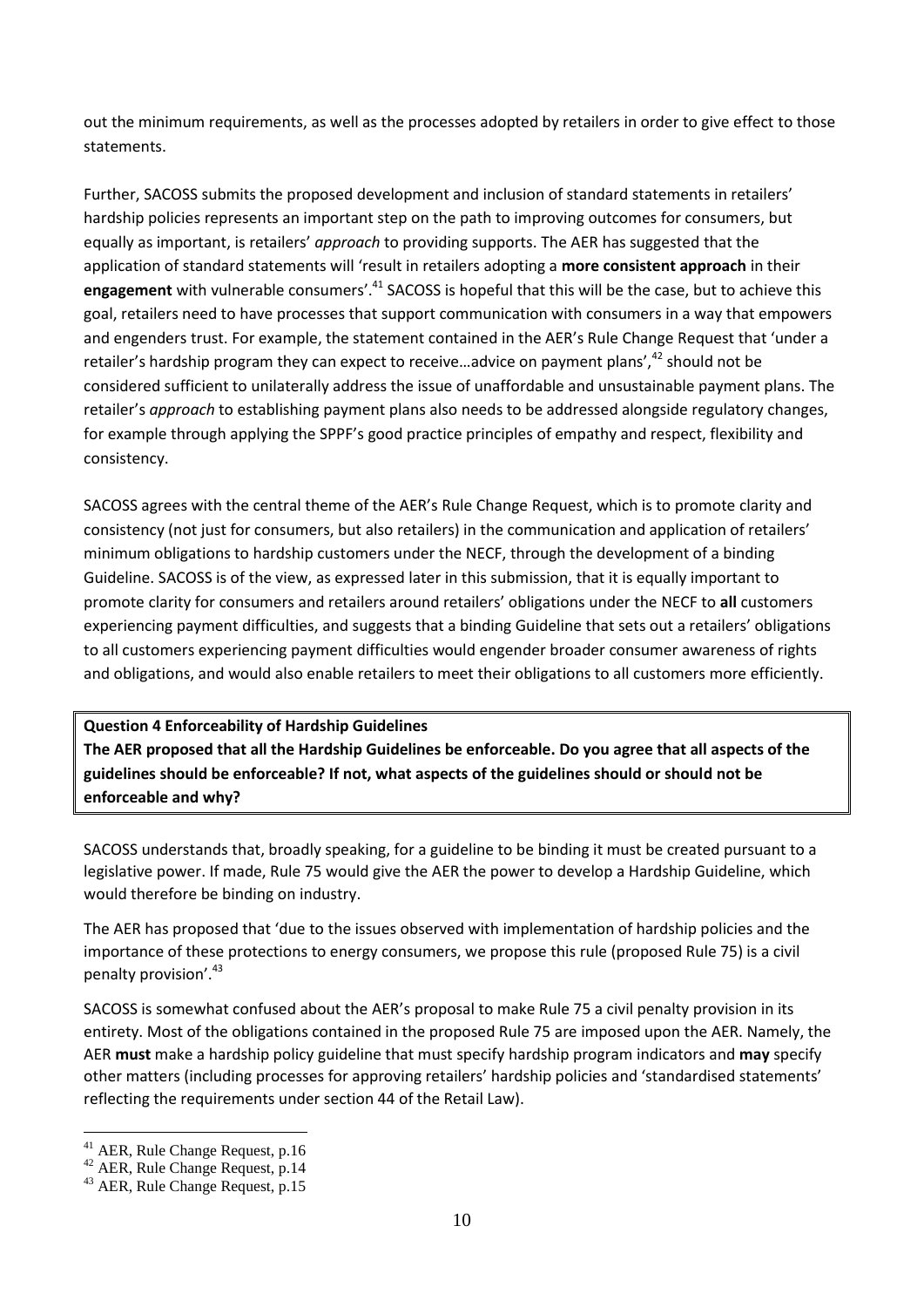out the minimum requirements, as well as the processes adopted by retailers in order to give effect to those statements.

Further, SACOSS submits the proposed development and inclusion of standard statements in retailers' hardship policies represents an important step on the path to improving outcomes for consumers, but equally as important, is retailers' *approach* to providing supports. The AER has suggested that the application of standard statements will 'result in retailers adopting a **more consistent approach** in their **engagement** with vulnerable consumers'.[41] SACOSS is hopeful that this will be the case, but to achieve this goal, retailers need to have processes that support communication with consumers in a way that empowers and engenders trust. For example, the statement contained in the AER's Rule Change Request that 'under a retailer's hardship program they can expect to receive…advice on payment plans',[42] should not be considered sufficient to unilaterally address the issue of unaffordable and unsustainable payment plans. The retailer's *approach* to establishing payment plans also needs to be addressed alongside regulatory changes, for example through applying the SPPF's good practice principles of empathy and respect, flexibility and consistency.

SACOSS agrees with the central theme of the AER's Rule Change Request, which is to promote clarity and consistency (not just for consumers, but also retailers) in the communication and application of retailers' minimum obligations to hardship customers under the NECF, through the development of a binding Guideline. SACOSS is of the view, as expressed later in this submission, that it is equally important to promote clarity for consumers and retailers around retailers' obligations under the NECF to **all** customers experiencing payment difficulties, and suggests that a binding Guideline that sets out a retailers' obligations to all customers experiencing payment difficulties would engender broader consumer awareness of rights and obligations, and would also enable retailers to meet their obligations to all customers more efficiently.

**Question 4 Enforceability of Hardship Guidelines**
**The AER proposed that all the Hardship Guidelines be enforceable. Do you agree that all aspects of the guidelines should be enforceable? If not, what aspects of the guidelines should or should not be enforceable and why?**

SACOSS understands that, broadly speaking, for a guideline to be binding it must be created pursuant to a legislative power. If made, Rule 75 would give the AER the power to develop a Hardship Guideline, which would therefore be binding on industry.

The AER has proposed that 'due to the issues observed with implementation of hardship policies and the importance of these protections to energy consumers, we propose this rule (proposed Rule 75) is a civil penalty provision'.[43]

SACOSS is somewhat confused about the AER's proposal to make Rule 75 a civil penalty provision in its entirety. Most of the obligations contained in the proposed Rule 75 are imposed upon the AER. Namely, the AER **must** make a hardship policy guideline that must specify hardship program indicators and **may** specify other matters (including processes for approving retailers' hardship policies and 'standardised statements' reflecting the requirements under section 44 of the Retail Law).

[41] AER, Rule Change Request, p.16
[42] AER, Rule Change Request, p.14
[43] AER, Rule Change Request, p.15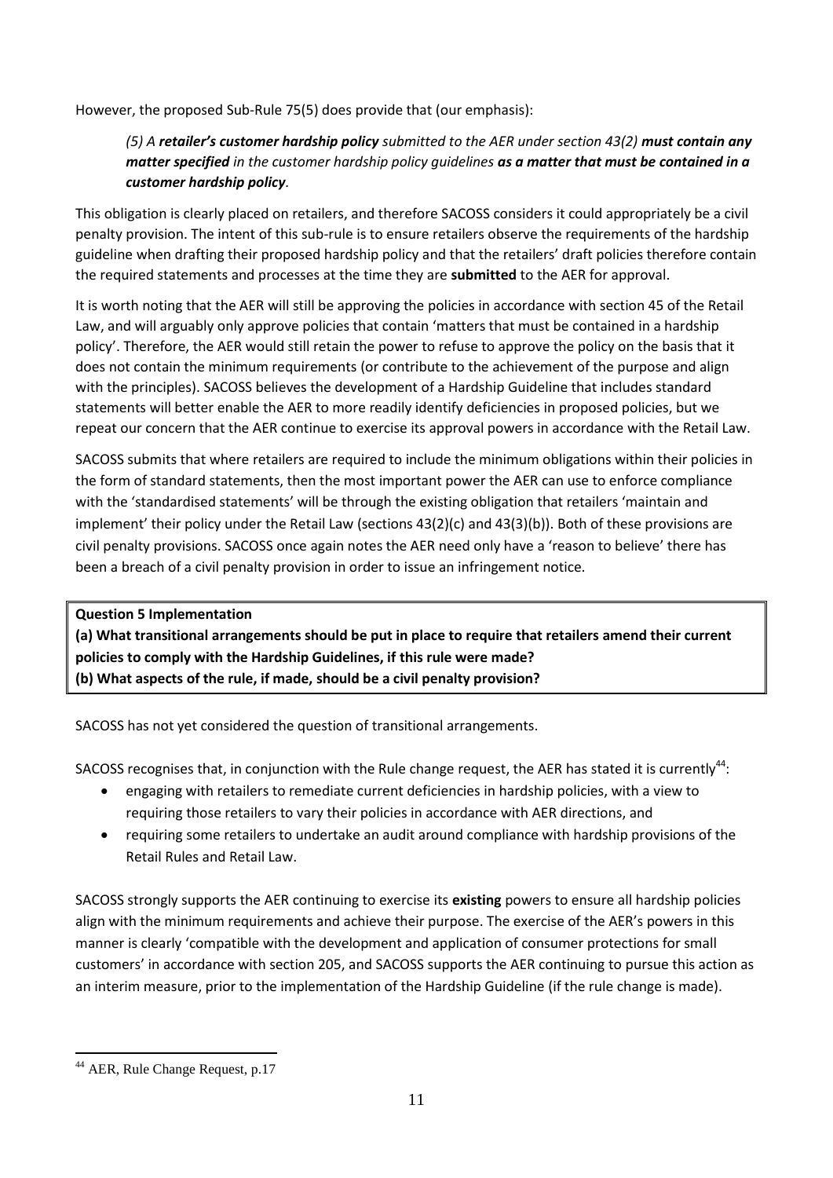However, the proposed Sub-Rule 75(5) does provide that (our emphasis):

> *(5) A **retailer's customer hardship policy** submitted to the AER under section 43(2) **must contain any matter specified** in the customer hardship policy guidelines **as a matter that must be contained in a customer hardship policy**.*

This obligation is clearly placed on retailers, and therefore SACOSS considers it could appropriately be a civil penalty provision. The intent of this sub-rule is to ensure retailers observe the requirements of the hardship guideline when drafting their proposed hardship policy and that the retailers' draft policies therefore contain the required statements and processes at the time they are **submitted** to the AER for approval.

It is worth noting that the AER will still be approving the policies in accordance with section 45 of the Retail Law, and will arguably only approve policies that contain 'matters that must be contained in a hardship policy'. Therefore, the AER would still retain the power to refuse to approve the policy on the basis that it does not contain the minimum requirements (or contribute to the achievement of the purpose and align with the principles). SACOSS believes the development of a Hardship Guideline that includes standard statements will better enable the AER to more readily identify deficiencies in proposed policies, but we repeat our concern that the AER continue to exercise its approval powers in accordance with the Retail Law.

SACOSS submits that where retailers are required to include the minimum obligations within their policies in the form of standard statements, then the most important power the AER can use to enforce compliance with the 'standardised statements' will be through the existing obligation that retailers 'maintain and implement' their policy under the Retail Law (sections 43(2)(c) and 43(3)(b)). Both of these provisions are civil penalty provisions. SACOSS once again notes the AER need only have a 'reason to believe' there has been a breach of a civil penalty provision in order to issue an infringement notice.

**Question 5 Implementation**
**(a) What transitional arrangements should be put in place to require that retailers amend their current policies to comply with the Hardship Guidelines, if this rule were made?**
**(b) What aspects of the rule, if made, should be a civil penalty provision?**

SACOSS has not yet considered the question of transitional arrangements.

SACOSS recognises that, in conjunction with the Rule change request, the AER has stated it is currently[44]:

- engaging with retailers to remediate current deficiencies in hardship policies, with a view to requiring those retailers to vary their policies in accordance with AER directions, and
- requiring some retailers to undertake an audit around compliance with hardship provisions of the Retail Rules and Retail Law.

SACOSS strongly supports the AER continuing to exercise its **existing** powers to ensure all hardship policies align with the minimum requirements and achieve their purpose. The exercise of the AER's powers in this manner is clearly 'compatible with the development and application of consumer protections for small customers' in accordance with section 205, and SACOSS supports the AER continuing to pursue this action as an interim measure, prior to the implementation of the Hardship Guideline (if the rule change is made).

[44] AER, Rule Change Request, p.17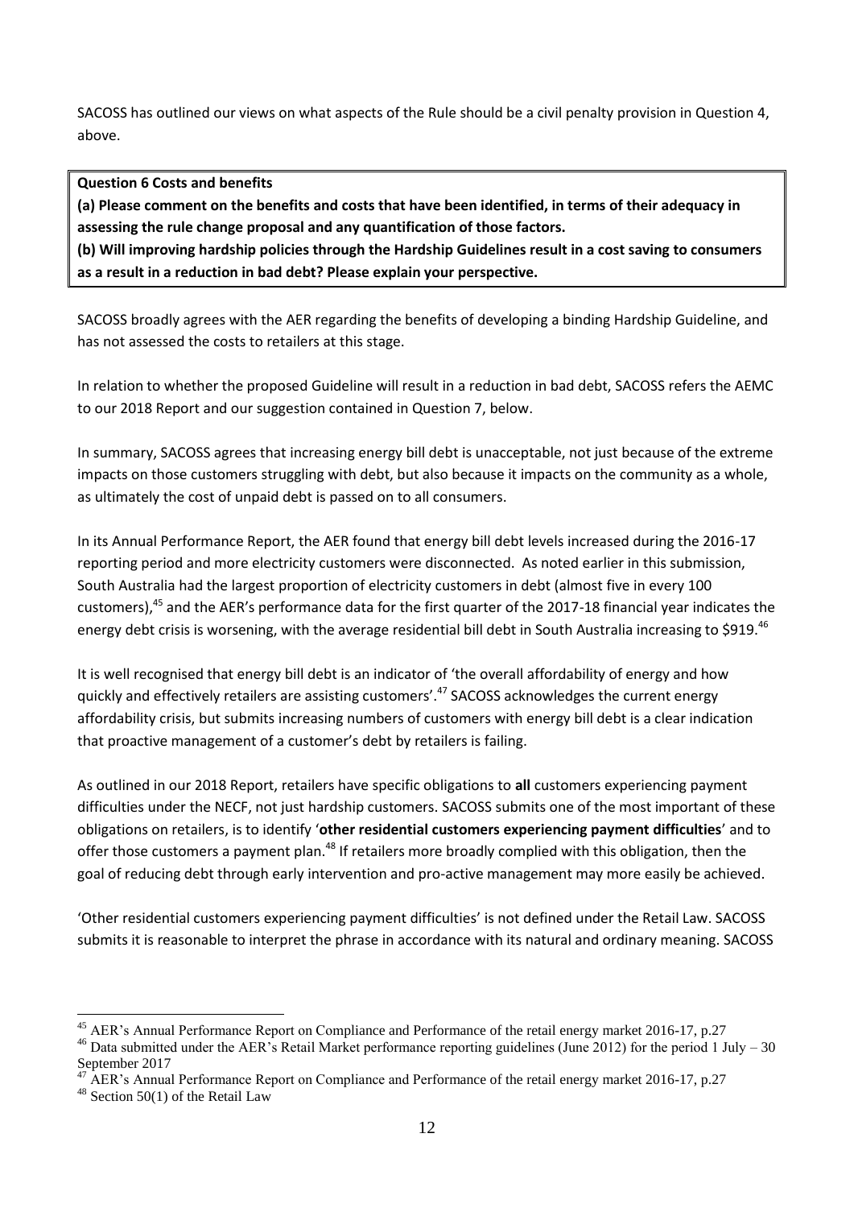SACOSS has outlined our views on what aspects of the Rule should be a civil penalty provision in Question 4, above.

**Question 6 Costs and benefits**

**(a) Please comment on the benefits and costs that have been identified, in terms of their adequacy in assessing the rule change proposal and any quantification of those factors.**

**(b) Will improving hardship policies through the Hardship Guidelines result in a cost saving to consumers as a result in a reduction in bad debt? Please explain your perspective.**

SACOSS broadly agrees with the AER regarding the benefits of developing a binding Hardship Guideline, and has not assessed the costs to retailers at this stage.

In relation to whether the proposed Guideline will result in a reduction in bad debt, SACOSS refers the AEMC to our 2018 Report and our suggestion contained in Question 7, below.

In summary, SACOSS agrees that increasing energy bill debt is unacceptable, not just because of the extreme impacts on those customers struggling with debt, but also because it impacts on the community as a whole, as ultimately the cost of unpaid debt is passed on to all consumers.

In its Annual Performance Report, the AER found that energy bill debt levels increased during the 2016-17 reporting period and more electricity customers were disconnected. As noted earlier in this submission, South Australia had the largest proportion of electricity customers in debt (almost five in every 100 customers),[45] and the AER's performance data for the first quarter of the 2017-18 financial year indicates the energy debt crisis is worsening, with the average residential bill debt in South Australia increasing to $919.[46]

It is well recognised that energy bill debt is an indicator of 'the overall affordability of energy and how quickly and effectively retailers are assisting customers'.[47] SACOSS acknowledges the current energy affordability crisis, but submits increasing numbers of customers with energy bill debt is a clear indication that proactive management of a customer's debt by retailers is failing.

As outlined in our 2018 Report, retailers have specific obligations to **all** customers experiencing payment difficulties under the NECF, not just hardship customers. SACOSS submits one of the most important of these obligations on retailers, is to identify '**other residential customers experiencing payment difficulties**' and to offer those customers a payment plan.[48] If retailers more broadly complied with this obligation, then the goal of reducing debt through early intervention and pro-active management may more easily be achieved.

'Other residential customers experiencing payment difficulties' is not defined under the Retail Law. SACOSS submits it is reasonable to interpret the phrase in accordance with its natural and ordinary meaning. SACOSS

---

[45] AER's Annual Performance Report on Compliance and Performance of the retail energy market 2016-17, p.27

[46] Data submitted under the AER's Retail Market performance reporting guidelines (June 2012) for the period 1 July – 30 September 2017

[47] AER's Annual Performance Report on Compliance and Performance of the retail energy market 2016-17, p.27

[48] Section 50(1) of the Retail Law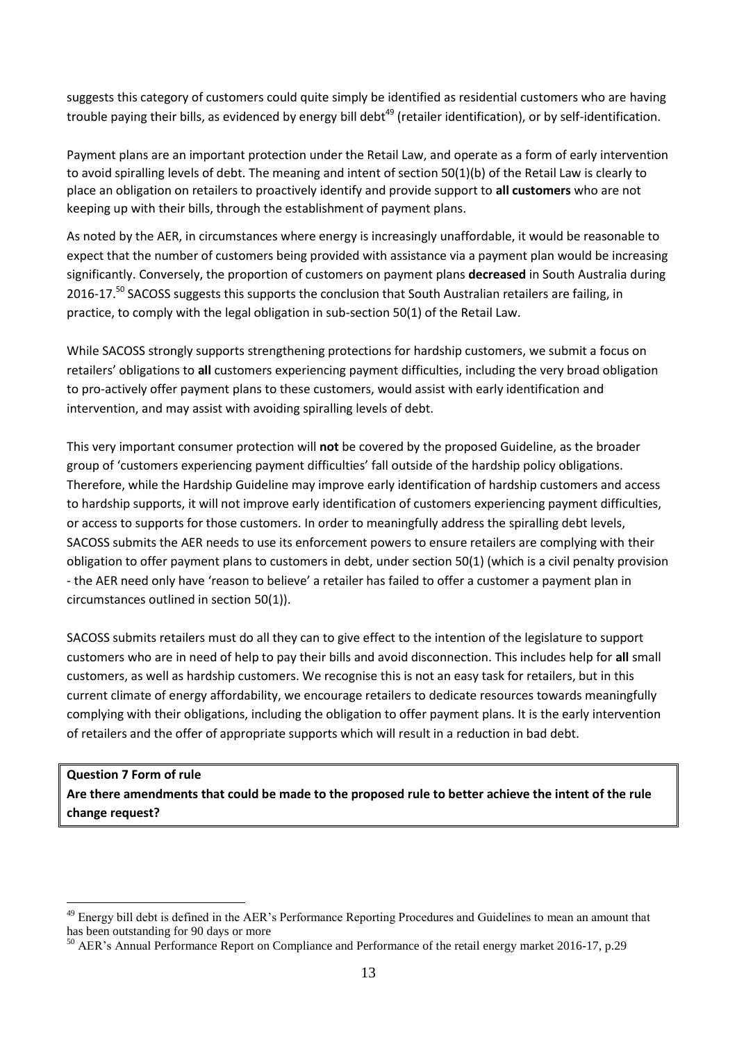suggests this category of customers could quite simply be identified as residential customers who are having trouble paying their bills, as evidenced by energy bill debt[49] (retailer identification), or by self-identification.

Payment plans are an important protection under the Retail Law, and operate as a form of early intervention to avoid spiralling levels of debt. The meaning and intent of section 50(1)(b) of the Retail Law is clearly to place an obligation on retailers to proactively identify and provide support to **all customers** who are not keeping up with their bills, through the establishment of payment plans.

As noted by the AER, in circumstances where energy is increasingly unaffordable, it would be reasonable to expect that the number of customers being provided with assistance via a payment plan would be increasing significantly. Conversely, the proportion of customers on payment plans **decreased** in South Australia during 2016-17.[50] SACOSS suggests this supports the conclusion that South Australian retailers are failing, in practice, to comply with the legal obligation in sub-section 50(1) of the Retail Law.

While SACOSS strongly supports strengthening protections for hardship customers, we submit a focus on retailers' obligations to **all** customers experiencing payment difficulties, including the very broad obligation to pro-actively offer payment plans to these customers, would assist with early identification and intervention, and may assist with avoiding spiralling levels of debt.

This very important consumer protection will **not** be covered by the proposed Guideline, as the broader group of 'customers experiencing payment difficulties' fall outside of the hardship policy obligations. Therefore, while the Hardship Guideline may improve early identification of hardship customers and access to hardship supports, it will not improve early identification of customers experiencing payment difficulties, or access to supports for those customers. In order to meaningfully address the spiralling debt levels, SACOSS submits the AER needs to use its enforcement powers to ensure retailers are complying with their obligation to offer payment plans to customers in debt, under section 50(1) (which is a civil penalty provision - the AER need only have 'reason to believe' a retailer has failed to offer a customer a payment plan in circumstances outlined in section 50(1)).

SACOSS submits retailers must do all they can to give effect to the intention of the legislature to support customers who are in need of help to pay their bills and avoid disconnection. This includes help for **all** small customers, as well as hardship customers. We recognise this is not an easy task for retailers, but in this current climate of energy affordability, we encourage retailers to dedicate resources towards meaningfully complying with their obligations, including the obligation to offer payment plans. It is the early intervention of retailers and the offer of appropriate supports which will result in a reduction in bad debt.

**Question 7 Form of rule**
**Are there amendments that could be made to the proposed rule to better achieve the intent of the rule change request?**

[49] Energy bill debt is defined in the AER's Performance Reporting Procedures and Guidelines to mean an amount that has been outstanding for 90 days or more

[50] AER's Annual Performance Report on Compliance and Performance of the retail energy market 2016-17, p.29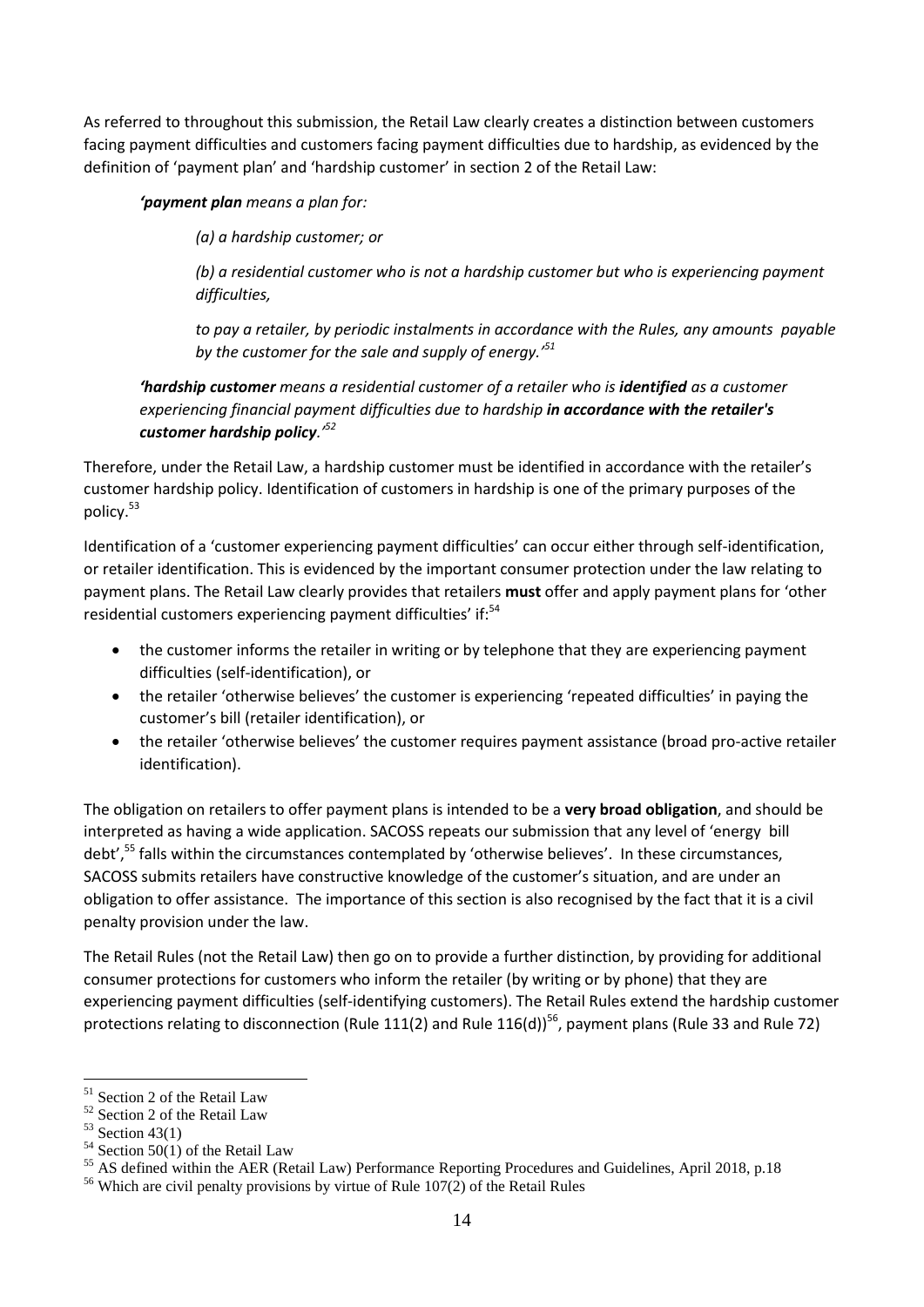As referred to throughout this submission, the Retail Law clearly creates a distinction between customers facing payment difficulties and customers facing payment difficulties due to hardship, as evidenced by the definition of 'payment plan' and 'hardship customer' in section 2 of the Retail Law:

> ***'payment plan** means a plan for:*
>
> > *(a) a hardship customer; or*
> >
> > *(b) a residential customer who is not a hardship customer but who is experiencing payment difficulties,*
> >
> > *to pay a retailer, by periodic instalments in accordance with the Rules, any amounts payable by the customer for the sale and supply of energy.'*[51]
>
> ***'hardship customer** means a residential customer of a retailer who is **identified** as a customer experiencing financial payment difficulties due to hardship **in accordance with the retailer's customer hardship policy**.'*[52]

Therefore, under the Retail Law, a hardship customer must be identified in accordance with the retailer's customer hardship policy. Identification of customers in hardship is one of the primary purposes of the policy.[53]

Identification of a 'customer experiencing payment difficulties' can occur either through self-identification, or retailer identification. This is evidenced by the important consumer protection under the law relating to payment plans. The Retail Law clearly provides that retailers **must** offer and apply payment plans for 'other residential customers experiencing payment difficulties' if:[54]

- the customer informs the retailer in writing or by telephone that they are experiencing payment difficulties (self-identification), or
- the retailer 'otherwise believes' the customer is experiencing 'repeated difficulties' in paying the customer's bill (retailer identification), or
- the retailer 'otherwise believes' the customer requires payment assistance (broad pro-active retailer identification).

The obligation on retailers to offer payment plans is intended to be a **very broad obligation**, and should be interpreted as having a wide application. SACOSS repeats our submission that any level of 'energy bill debt',[55] falls within the circumstances contemplated by 'otherwise believes'. In these circumstances, SACOSS submits retailers have constructive knowledge of the customer's situation, and are under an obligation to offer assistance. The importance of this section is also recognised by the fact that it is a civil penalty provision under the law.

The Retail Rules (not the Retail Law) then go on to provide a further distinction, by providing for additional consumer protections for customers who inform the retailer (by writing or by phone) that they are experiencing payment difficulties (self-identifying customers). The Retail Rules extend the hardship customer protections relating to disconnection (Rule 111(2) and Rule 116(d))[56], payment plans (Rule 33 and Rule 72)

---

[51] Section 2 of the Retail Law

[52] Section 2 of the Retail Law

[53] Section 43(1)

[54] Section 50(1) of the Retail Law

[55] AS defined within the AER (Retail Law) Performance Reporting Procedures and Guidelines, April 2018, p.18

[56] Which are civil penalty provisions by virtue of Rule 107(2) of the Retail Rules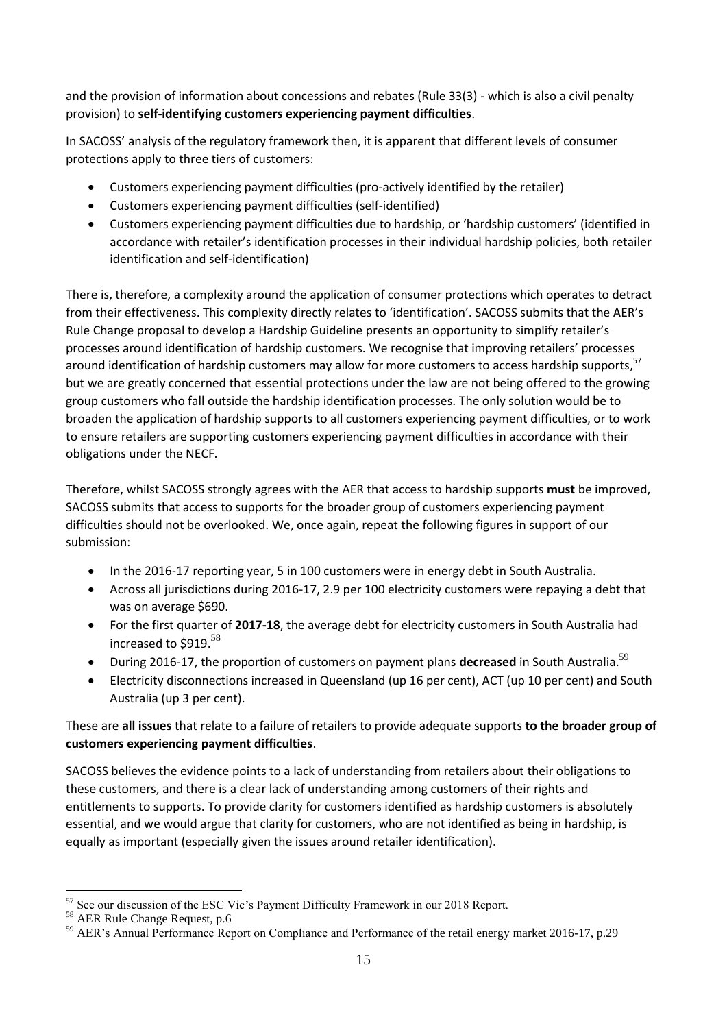and the provision of information about concessions and rebates (Rule 33(3) - which is also a civil penalty provision) to **self-identifying customers experiencing payment difficulties**.

In SACOSS' analysis of the regulatory framework then, it is apparent that different levels of consumer protections apply to three tiers of customers:

- Customers experiencing payment difficulties (pro-actively identified by the retailer)
- Customers experiencing payment difficulties (self-identified)
- Customers experiencing payment difficulties due to hardship, or 'hardship customers' (identified in accordance with retailer's identification processes in their individual hardship policies, both retailer identification and self-identification)

There is, therefore, a complexity around the application of consumer protections which operates to detract from their effectiveness. This complexity directly relates to 'identification'. SACOSS submits that the AER's Rule Change proposal to develop a Hardship Guideline presents an opportunity to simplify retailer's processes around identification of hardship customers. We recognise that improving retailers' processes around identification of hardship customers may allow for more customers to access hardship supports,[57] but we are greatly concerned that essential protections under the law are not being offered to the growing group customers who fall outside the hardship identification processes. The only solution would be to broaden the application of hardship supports to all customers experiencing payment difficulties, or to work to ensure retailers are supporting customers experiencing payment difficulties in accordance with their obligations under the NECF.

Therefore, whilst SACOSS strongly agrees with the AER that access to hardship supports **must** be improved, SACOSS submits that access to supports for the broader group of customers experiencing payment difficulties should not be overlooked. We, once again, repeat the following figures in support of our submission:

- In the 2016-17 reporting year, 5 in 100 customers were in energy debt in South Australia.
- Across all jurisdictions during 2016-17, 2.9 per 100 electricity customers were repaying a debt that was on average $690.
- For the first quarter of **2017-18**, the average debt for electricity customers in South Australia had increased to $919.[58]
- During 2016-17, the proportion of customers on payment plans **decreased** in South Australia.[59]
- Electricity disconnections increased in Queensland (up 16 per cent), ACT (up 10 per cent) and South Australia (up 3 per cent).

These are **all issues** that relate to a failure of retailers to provide adequate supports **to the broader group of customers experiencing payment difficulties**.

SACOSS believes the evidence points to a lack of understanding from retailers about their obligations to these customers, and there is a clear lack of understanding among customers of their rights and entitlements to supports. To provide clarity for customers identified as hardship customers is absolutely essential, and we would argue that clarity for customers, who are not identified as being in hardship, is equally as important (especially given the issues around retailer identification).

---

[57] See our discussion of the ESC Vic's Payment Difficulty Framework in our 2018 Report.

[58] AER Rule Change Request, p.6

[59] AER's Annual Performance Report on Compliance and Performance of the retail energy market 2016-17, p.29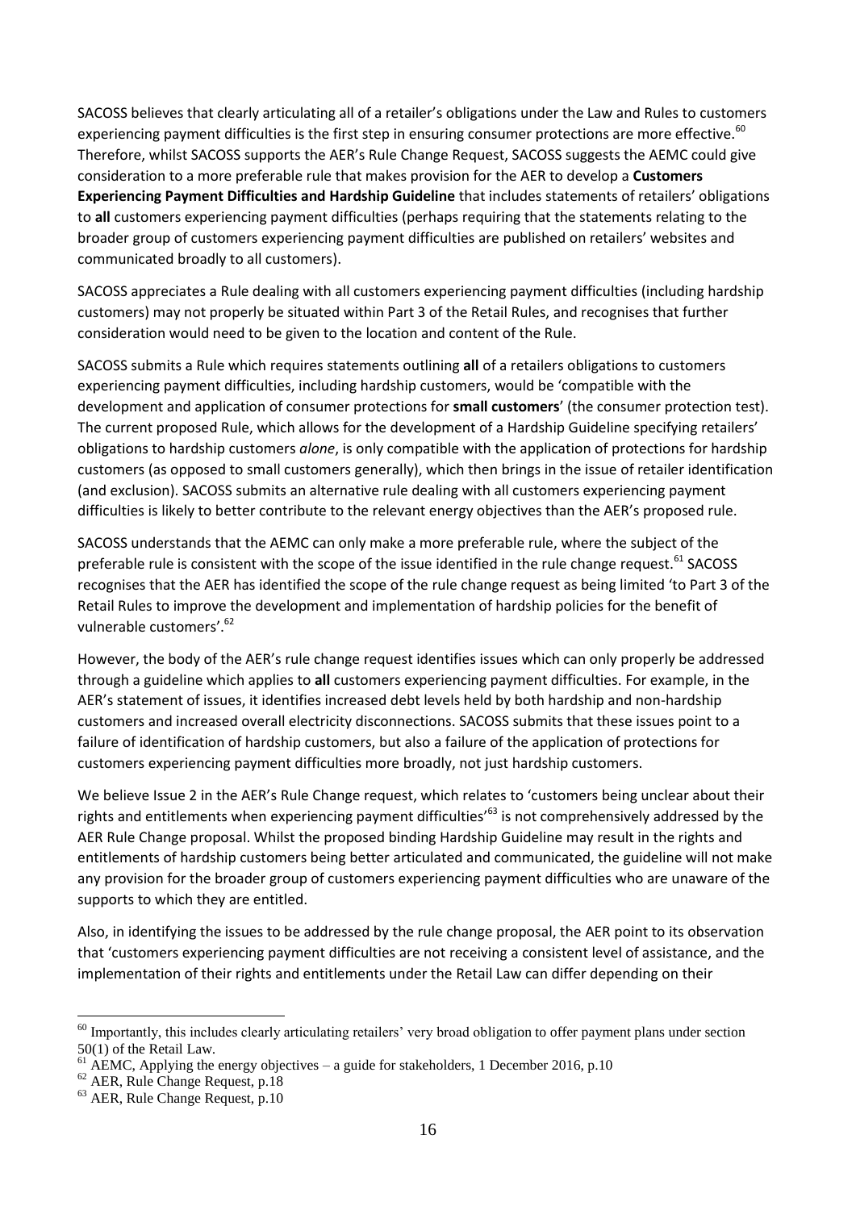SACOSS believes that clearly articulating all of a retailer's obligations under the Law and Rules to customers experiencing payment difficulties is the first step in ensuring consumer protections are more effective.[60] Therefore, whilst SACOSS supports the AER's Rule Change Request, SACOSS suggests the AEMC could give consideration to a more preferable rule that makes provision for the AER to develop a **Customers Experiencing Payment Difficulties and Hardship Guideline** that includes statements of retailers' obligations to **all** customers experiencing payment difficulties (perhaps requiring that the statements relating to the broader group of customers experiencing payment difficulties are published on retailers' websites and communicated broadly to all customers).

SACOSS appreciates a Rule dealing with all customers experiencing payment difficulties (including hardship customers) may not properly be situated within Part 3 of the Retail Rules, and recognises that further consideration would need to be given to the location and content of the Rule.

SACOSS submits a Rule which requires statements outlining **all** of a retailers obligations to customers experiencing payment difficulties, including hardship customers, would be 'compatible with the development and application of consumer protections for **small customers**' (the consumer protection test). The current proposed Rule, which allows for the development of a Hardship Guideline specifying retailers' obligations to hardship customers *alone*, is only compatible with the application of protections for hardship customers (as opposed to small customers generally), which then brings in the issue of retailer identification (and exclusion). SACOSS submits an alternative rule dealing with all customers experiencing payment difficulties is likely to better contribute to the relevant energy objectives than the AER's proposed rule.

SACOSS understands that the AEMC can only make a more preferable rule, where the subject of the preferable rule is consistent with the scope of the issue identified in the rule change request.[61] SACOSS recognises that the AER has identified the scope of the rule change request as being limited 'to Part 3 of the Retail Rules to improve the development and implementation of hardship policies for the benefit of vulnerable customers'.[62]

However, the body of the AER's rule change request identifies issues which can only properly be addressed through a guideline which applies to **all** customers experiencing payment difficulties. For example, in the AER's statement of issues, it identifies increased debt levels held by both hardship and non-hardship customers and increased overall electricity disconnections. SACOSS submits that these issues point to a failure of identification of hardship customers, but also a failure of the application of protections for customers experiencing payment difficulties more broadly, not just hardship customers.

We believe Issue 2 in the AER's Rule Change request, which relates to 'customers being unclear about their rights and entitlements when experiencing payment difficulties'[63] is not comprehensively addressed by the AER Rule Change proposal. Whilst the proposed binding Hardship Guideline may result in the rights and entitlements of hardship customers being better articulated and communicated, the guideline will not make any provision for the broader group of customers experiencing payment difficulties who are unaware of the supports to which they are entitled.

Also, in identifying the issues to be addressed by the rule change proposal, the AER point to its observation that 'customers experiencing payment difficulties are not receiving a consistent level of assistance, and the implementation of their rights and entitlements under the Retail Law can differ depending on their

---

[60] Importantly, this includes clearly articulating retailers' very broad obligation to offer payment plans under section 50(1) of the Retail Law.

[61] AEMC, Applying the energy objectives – a guide for stakeholders, 1 December 2016, p.10

[62] AER, Rule Change Request, p.18

[63] AER, Rule Change Request, p.10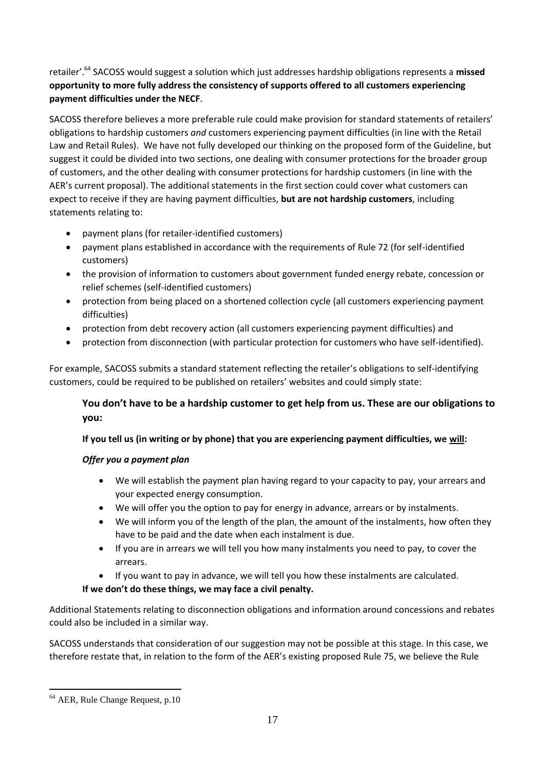retailer'.[64] SACOSS would suggest a solution which just addresses hardship obligations represents a **missed opportunity to more fully address the consistency of supports offered to all customers experiencing payment difficulties under the NECF**.

SACOSS therefore believes a more preferable rule could make provision for standard statements of retailers' obligations to hardship customers *and* customers experiencing payment difficulties (in line with the Retail Law and Retail Rules). We have not fully developed our thinking on the proposed form of the Guideline, but suggest it could be divided into two sections, one dealing with consumer protections for the broader group of customers, and the other dealing with consumer protections for hardship customers (in line with the AER's current proposal). The additional statements in the first section could cover what customers can expect to receive if they are having payment difficulties, **but are not hardship customers**, including statements relating to:

- payment plans (for retailer-identified customers)
- payment plans established in accordance with the requirements of Rule 72 (for self-identified customers)
- the provision of information to customers about government funded energy rebate, concession or relief schemes (self-identified customers)
- protection from being placed on a shortened collection cycle (all customers experiencing payment difficulties)
- protection from debt recovery action (all customers experiencing payment difficulties) and
- protection from disconnection (with particular protection for customers who have self-identified).

For example, SACOSS submits a standard statement reflecting the retailer's obligations to self-identifying customers, could be required to be published on retailers' websites and could simply state:

> **You don't have to be a hardship customer to get help from us. These are our obligations to you:**
>
> **If you tell us (in writing or by phone) that you are experiencing payment difficulties, we <u>will</u>:**
>
> ***Offer you a payment plan***
>
> - We will establish the payment plan having regard to your capacity to pay, your arrears and your expected energy consumption.
> - We will offer you the option to pay for energy in advance, arrears or by instalments.
> - We will inform you of the length of the plan, the amount of the instalments, how often they have to be paid and the date when each instalment is due.
> - If you are in arrears we will tell you how many instalments you need to pay, to cover the arrears.
> - If you want to pay in advance, we will tell you how these instalments are calculated.
>
> **If we don't do these things, we may face a civil penalty.**

Additional Statements relating to disconnection obligations and information around concessions and rebates could also be included in a similar way.

SACOSS understands that consideration of our suggestion may not be possible at this stage. In this case, we therefore restate that, in relation to the form of the AER's existing proposed Rule 75, we believe the Rule

[64] AER, Rule Change Request, p.10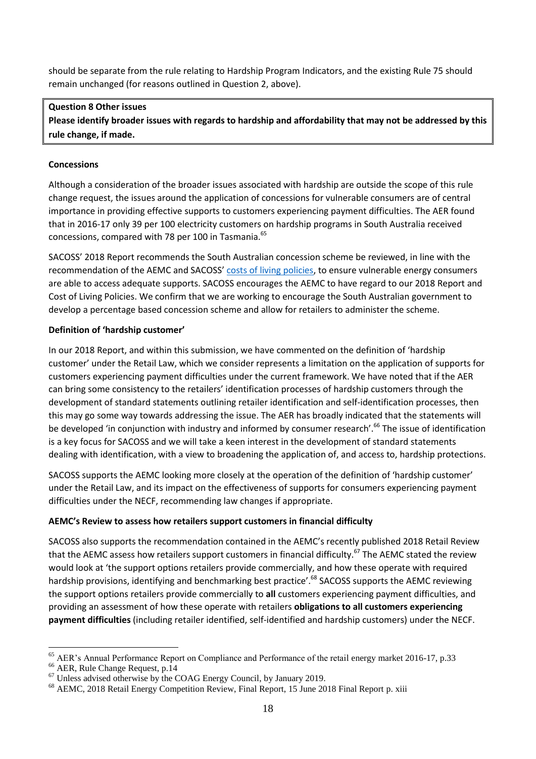should be separate from the rule relating to Hardship Program Indicators, and the existing Rule 75 should remain unchanged (for reasons outlined in Question 2, above).

> **Question 8 Other issues**
>
> **Please identify broader issues with regards to hardship and affordability that may not be addressed by this rule change, if made.**

**Concessions**

Although a consideration of the broader issues associated with hardship are outside the scope of this rule change request, the issues around the application of concessions for vulnerable consumers are of central importance in providing effective supports to customers experiencing payment difficulties. The AER found that in 2016-17 only 39 per 100 electricity customers on hardship programs in South Australia received concessions, compared with 78 per 100 in Tasmania.[65]

SACOSS' 2018 Report recommends the South Australian concession scheme be reviewed, in line with the recommendation of the AEMC and SACOSS' costs of living policies, to ensure vulnerable energy consumers are able to access adequate supports. SACOSS encourages the AEMC to have regard to our 2018 Report and Cost of Living Policies. We confirm that we are working to encourage the South Australian government to develop a percentage based concession scheme and allow for retailers to administer the scheme.

**Definition of 'hardship customer'**

In our 2018 Report, and within this submission, we have commented on the definition of 'hardship customer' under the Retail Law, which we consider represents a limitation on the application of supports for customers experiencing payment difficulties under the current framework. We have noted that if the AER can bring some consistency to the retailers' identification processes of hardship customers through the development of standard statements outlining retailer identification and self-identification processes, then this may go some way towards addressing the issue. The AER has broadly indicated that the statements will be developed 'in conjunction with industry and informed by consumer research'.[66] The issue of identification is a key focus for SACOSS and we will take a keen interest in the development of standard statements dealing with identification, with a view to broadening the application of, and access to, hardship protections.

SACOSS supports the AEMC looking more closely at the operation of the definition of 'hardship customer' under the Retail Law, and its impact on the effectiveness of supports for consumers experiencing payment difficulties under the NECF, recommending law changes if appropriate.

**AEMC's Review to assess how retailers support customers in financial difficulty**

SACOSS also supports the recommendation contained in the AEMC's recently published 2018 Retail Review that the AEMC assess how retailers support customers in financial difficulty.[67] The AEMC stated the review would look at 'the support options retailers provide commercially, and how these operate with required hardship provisions, identifying and benchmarking best practice'.[68] SACOSS supports the AEMC reviewing the support options retailers provide commercially to **all** customers experiencing payment difficulties, and providing an assessment of how these operate with retailers **obligations to all customers experiencing payment difficulties** (including retailer identified, self-identified and hardship customers) under the NECF.

---

[65] AER's Annual Performance Report on Compliance and Performance of the retail energy market 2016-17, p.33

[66] AER, Rule Change Request, p.14

[67] Unless advised otherwise by the COAG Energy Council, by January 2019.

[68] AEMC, 2018 Retail Energy Competition Review, Final Report, 15 June 2018 Final Report p. xiii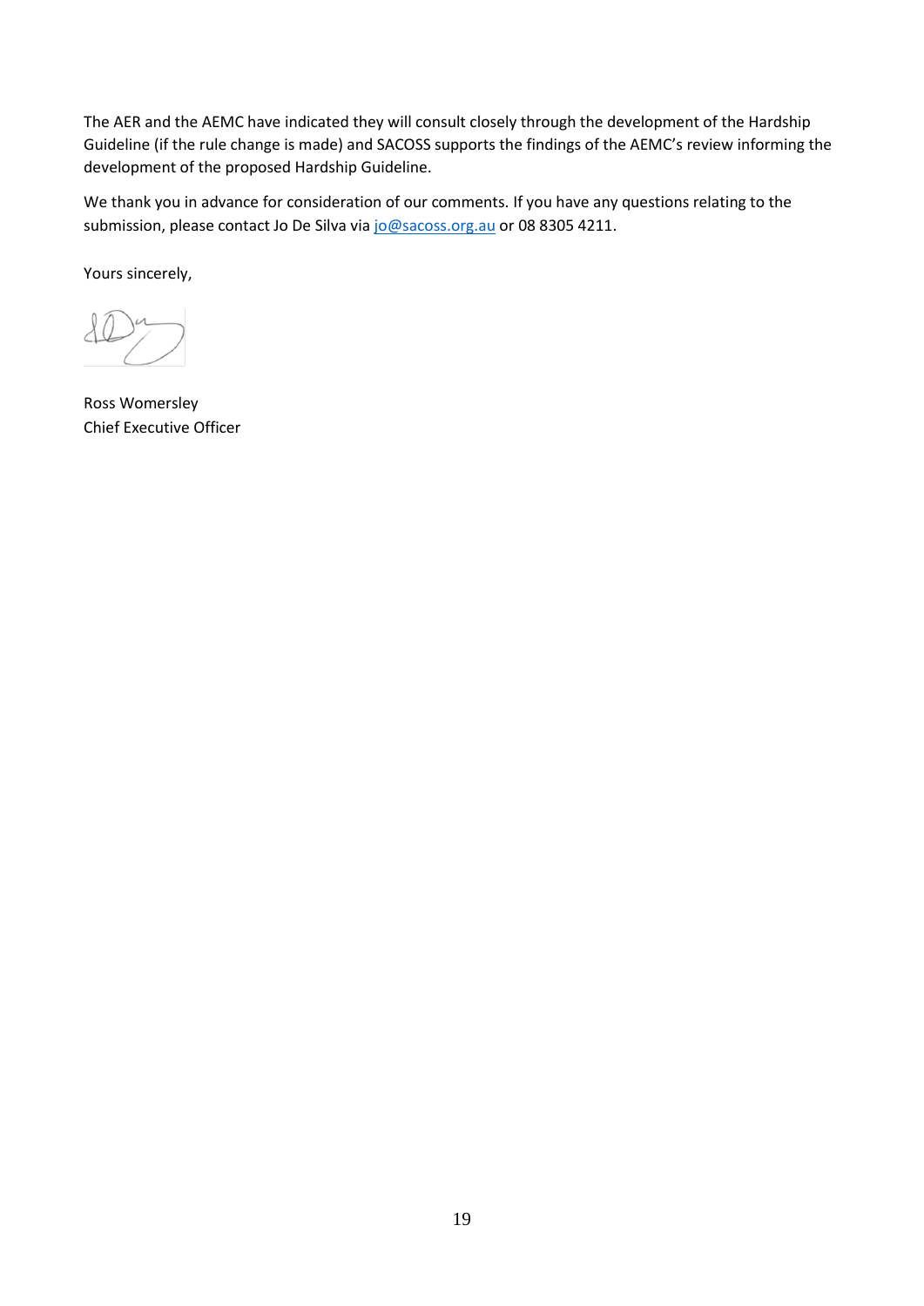The AER and the AEMC have indicated they will consult closely through the development of the Hardship Guideline (if the rule change is made) and SACOSS supports the findings of the AEMC's review informing the development of the proposed Hardship Guideline.

We thank you in advance for consideration of our comments. If you have any questions relating to the submission, please contact Jo De Silva via jo@sacoss.org.au or 08 8305 4211.

Yours sincerely,

Ross Womersley
Chief Executive Officer